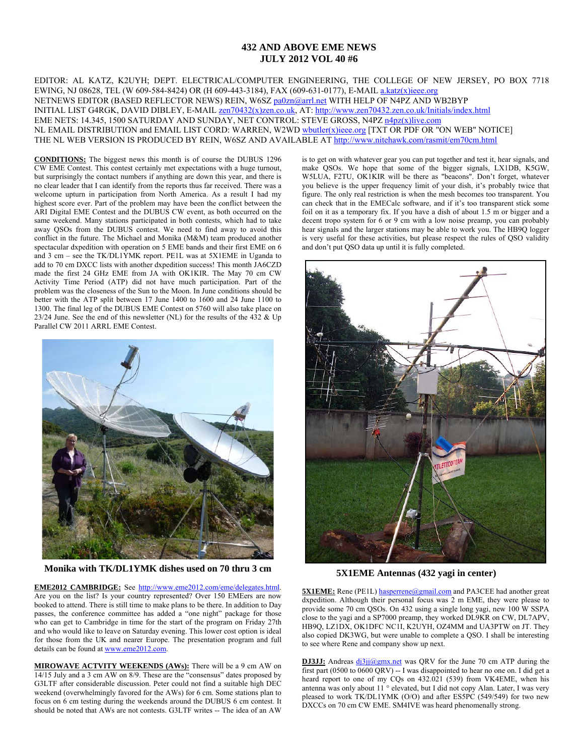# 432 AND ABOVE EME NEWS
## JULY 2012 VOL 40 #6

EDITOR: AL KATZ, K2UYH; DEPT. ELECTRICAL/COMPUTER ENGINEERING, THE COLLEGE OF NEW JERSEY, PO BOX 7718 EWING, NJ 08628, TEL (W 609-584-8424) OR (H 609-443-3184), FAX (609-631-0177), E-MAIL a.katz(x)ieee.org
NETNEWS EDITOR (BASED REFLECTOR NEWS) REIN, W6SZ pa0zn@arrl.net WITH HELP OF N4PZ AND WB2BYP
INITIAL LIST G4RGK, DAVID DIBLEY, E-MAIL zen70432(x)zen.co.uk, AT: http://www.zen70432.zen.co.uk/Initials/index.html
EME NETS: 14.345, 1500 SATURDAY AND SUNDAY, NET CONTROL: STEVE GROSS, N4PZ n4pz(x)live.com
NL EMAIL DISTRIBUTION and EMAIL LIST CORD: WARREN, W2WD wbutler(x)ieee.org [TXT OR PDF OR "ON WEB" NOTICE]
THE NL WEB VERSION IS PRODUCED BY REIN, W6SZ AND AVAILABLE AT http://www.nitehawk.com/rasmit/em70cm.html

**CONDITIONS:** The biggest news this month is of course the DUBUS 1296 CW EME Contest. This contest certainly met expectations with a huge turnout, but surprisingly the contact numbers if anything are down this year, and there is no clear leader that I can identify from the reports thus far received. There was a welcome upturn in participation from North America. As a result I had my highest score ever. Part of the problem may have been the conflict between the ARI Digital EME Contest and the DUBUS CW event, as both occurred on the same weekend. Many stations participated in both contests, which had to take away QSOs from the DUBUS contest. We need to find away to avoid this conflict in the future. The Michael and Monika (M&M) team produced another spectacular dxpedition with operation on 5 EME bands and their first EME on 6 and 3 cm – see the TK/DL1YMK report. PE1L was at 5X1EME in Uganda to add to 70 cm DXCC lists with another dxpedition success! This month JA6CZD made the first 24 GHz EME from JA with OK1KIR. The May 70 cm CW Activity Time Period (ATP) did not have much participation. Part of the problem was the closeness of the Sun to the Moon. In June conditions should be better with the ATP split between 17 June 1400 to 1600 and 24 June 1100 to 1300. The final leg of the DUBUS EME Contest on 5760 will also take place on 23/24 June. See the end of this newsletter (NL) for the results of the 432 & Up Parallel CW 2011 ARRL EME Contest.

**Monika with TK/DL1YMK dishes used on 70 thru 3 cm**

**EME2012 CAMBRIDGE:** See http://www.eme2012.com/eme/delegates.html. Are you on the list? Is your country represented? Over 150 EMEers are now booked to attend. There is still time to make plans to be there. In addition to Day passes, the conference committee has added a "one night" package for those who can get to Cambridge in time for the start of the program on Friday 27th and who would like to leave on Saturday evening. This lower cost option is ideal for those from the UK and nearer Europe. The presentation program and full details can be found at www.eme2012.com.

**MIROWAVE ACTVITY WEEKENDS (AWs):** There will be a 9 cm AW on 14/15 July and a 3 cm AW on 8/9. These are the "consensus" dates proposed by G3LTF after considerable discussion. Peter could not find a suitable high DEC weekend (overwhelmingly favored for the AWs) for 6 cm. Some stations plan to focus on 6 cm testing during the weekends around the DUBUS 6 cm contest. It should be noted that AWs are not contests. G3LTF writes -- The idea of an AW is to get on with whatever gear you can put together and test it, hear signals, and make QSOs. We hope that some of the bigger signals, LX1DB, K5GW, W5LUA, F2TU, OK1KIR will be there as "beacons". Don't forget, whatever you believe is the upper frequency limit of your dish, it's probably twice that figure. The only real restriction is when the mesh becomes too transparent. You can check that in the EMECalc software, and if it's too transparent stick some foil on it as a temporary fix. If you have a dish of about 1.5 m or bigger and a decent tropo system for 6 or 9 cm with a low noise preamp, you can probably hear signals and the larger stations may be able to work you. The HB9Q logger is very useful for these activities, but please respect the rules of QSO validity and don't put QSO data up until it is fully completed.

**5X1EME Antennas (432 yagi in center)**

**5X1EME:** Rene (PE1L) hasperrene@gmail.com and PA3CEE had another great dxpedition. Although their personal focus was 2 m EME, they were please to provide some 70 cm QSOs. On 432 using a single long yagi, new 100 W SSPA close to the yagi and a SP7000 preamp, they worked DL9KR on CW, DL7APV, HB9Q, LZ1DX, OK1DFC NC1I, K2UYH, OZ4MM and UA3PTW on JT. They also copied DK3WG, but were unable to complete a QSO. I shall be interesting to see where Rene and company show up next.

**DJ3JJ:** Andreas dj3jj@gmx.net was QRV for the June 70 cm ATP during the first part (0500 to 0600 QRV) -- I was disappointed to hear no one on. I did get a heard report to one of my CQs on 432.021 (539) from VK4EME, when his antenna was only about 11 ° elevated, but I did not copy Alan. Later, I was very pleased to work TK/DL1YMK (O/O) and after ES5PC (549/549) for two new DXCCs on 70 cm CW EME. SM4IVE was heard phenomenally strong.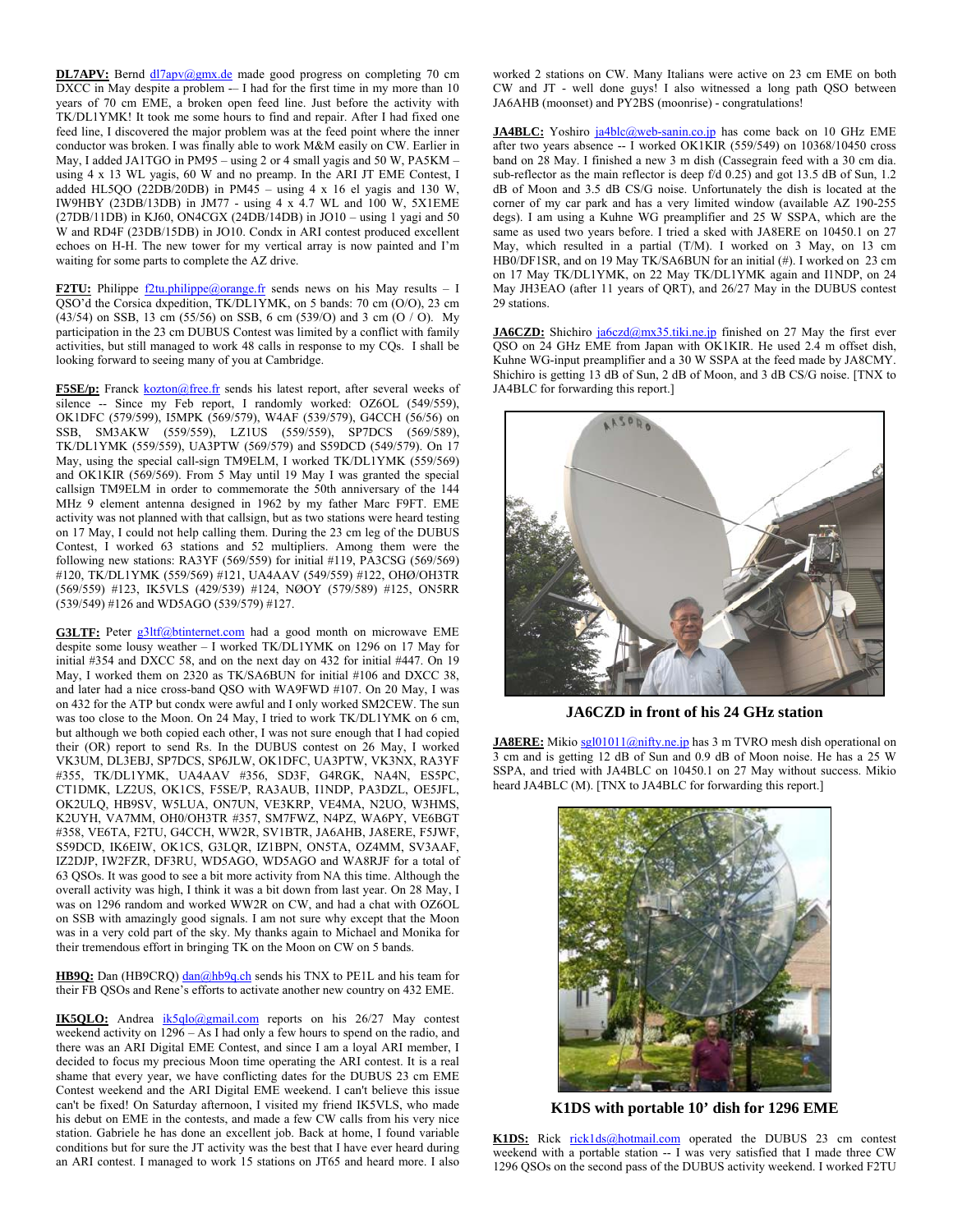**DL7APV:** Bernd dl7apv@gmx.de made good progress on completing 70 cm DXCC in May despite a problem –- I had for the first time in my more than 10 years of 70 cm EME, a broken open feed line. Just before the activity with TK/DL1YMK! It took me some hours to find and repair. After I had fixed one feed line, I discovered the major problem was at the feed point where the inner conductor was broken. I was finally able to work M&M easily on CW. Earlier in May, I added JA1TGO in PM95 – using 2 or 4 small yagis and 50 W, PA5KM – using 4 x 13 WL yagis, 60 W and no preamp. In the ARI JT EME Contest, I added HL5QO (22DB/20DB) in PM45 – using 4 x 16 el yagis and 130 W, IW9HBY (23DB/13DB) in JM77 - using 4 x 4.7 WL and 100 W, 5X1EME (27DB/11DB) in KJ60, ON4CGX (24DB/14DB) in JO10 – using 1 yagi and 50 W and RD4F (23DB/15DB) in JO10. Condx in ARI contest produced excellent echoes on H-H. The new tower for my vertical array is now painted and I'm waiting for some parts to complete the AZ drive.

**F2TU:** Philippe f2tu.philippe@orange.fr sends news on his May results – I QSO'd the Corsica dxpedition, TK/DL1YMK, on 5 bands: 70 cm (O/O), 23 cm (43/54) on SSB, 13 cm (55/56) on SSB, 6 cm (539/O) and 3 cm (O / O). My participation in the 23 cm DUBUS Contest was limited by a conflict with family activities, but still managed to work 48 calls in response to my CQs. I shall be looking forward to seeing many of you at Cambridge.

**F5SE/p:** Franck kozton@free.fr sends his latest report, after several weeks of silence -- Since my Feb report, I randomly worked: OZ6OL (549/559), OK1DFC (579/599), I5MPK (569/579), W4AF (539/579), G4CCH (56/56) on SSB, SM3AKW (559/559), LZ1US (559/559), SP7DCS (569/589), TK/DL1YMK (559/559), UA3PTW (569/579) and S59DCD (549/579). On 17 May, using the special call-sign TM9ELM, I worked TK/DL1YMK (559/569) and OK1KIR (569/569). From 5 May until 19 May I was granted the special callsign TM9ELM in order to commemorate the 50th anniversary of the 144 MHz 9 element antenna designed in 1962 by my father Marc F9FT. EME activity was not planned with that callsign, but as two stations were heard testing on 17 May, I could not help calling them. During the 23 cm leg of the DUBUS Contest, I worked 63 stations and 52 multipliers. Among them were the following new stations: RA3YF (569/559) for initial #119, PA3CSG (569/569) #120, TK/DL1YMK (559/569) #121, UA4AAV (549/559) #122, OHØ/OH3TR (569/559) #123, IK5VLS (429/539) #124, NØOY (579/589) #125, ON5RR (539/549) #126 and WD5AGO (539/579) #127.

**G3LTF:** Peter g3ltf@btinternet.com had a good month on microwave EME despite some lousy weather – I worked TK/DL1YMK on 1296 on 17 May for initial #354 and DXCC 58, and on the next day on 432 for initial #447. On 19 May, I worked them on 2320 as TK/SA6BUN for initial #106 and DXCC 38, and later had a nice cross-band QSO with WA9FWD #107. On 20 May, I was on 432 for the ATP but condx were awful and I only worked SM2CEW. The sun was too close to the Moon. On 24 May, I tried to work TK/DL1YMK on 2320 but although we both copied each other, I was not sure enough that I had copied their (OR) report to send Rs. In the DUBUS contest on 26 May, I worked VK3UM, DL3EBJ, SP7DCS, SP6JLW, OK1DFC, UA3PTW, VK3NX, RA3YF #355, TK/DL1YMK, UA4AAV #356, SD3F, G4RGK, NA4N, ES5PC, CT1DMK, LZ2US, OK1CS, F5SE/P, RA3AUB, I1NDP, PA3DZL, OE5JFL, OK2ULQ, HB9SV, W5LUA, ON7UN, VE3KRP, VE4MA, N2UO, W3HMS, K2UYH, VA7MM, OH0/OH3TR #357, SM7FWZ, N4PZ, WA6PY, VE6BGT #358, VE6TA, F2TU, G4CCH, WW2R, SV1BTR, JA6AHB, JA8ERE, F5JWF, S59DCD, IK6EIW, OK1CS, G3LQR, IZ1BPN, ON5TA, OZ4MM, SV3AAF, IZ2DJP, IW2FZR, DF3RU, WD5AGO, WD5AGO and WA8RJF for a total of 63 QSOs. It was good to see a bit more activity from NA this time. Although the overall activity was high, I think it was a bit down from last year. On 28 May, I was on 1296 random and worked WW2R on CW, and had a call with OZ6OL on SSB with amazingly good signals. I am not sure why except that the Moon was in a very cold part of the sky. My thanks again to Michael and Monika for their tremendous effort in bringing TK on the Moon on CW on 5 bands.

**HB9Q:** Dan (HB9CRQ) dan@hb9q.ch sends his TNX to PE1L and his team for their FB QSOs and Rene's efforts to activate another new country on 432 EME.

**IK5QLO:** Andrea ik5qlo@gmail.com reports on his 26/27 May contest weekend activity on 1296 – As I had only a few hours to spend on the radio, and there was an ARI Digital EME Contest, and since I am a loyal ARI member, I decided to focus my precious Moon time operating the ARI contest. It is a real shame that every year, we have conflicting dates for the DUBUS 23 cm EME Contest weekend and the ARI Digital EME weekend. I can't believe this issue can't be fixed! On Saturday afternoon, I visited my friend IK5VLS, who made his debut on EME in the contests, and made a few CW calls from his very nice station. Gabriele he has done an excellent job. Back at home, I found variable conditions but for sure the JT activity was the best that I have ever heard during an ARI contest. I managed to work 15 stations on JT65 and heard more. I also worked 2 stations on CW. Many Italians were active on 23 cm EME on both CW and JT - well done guys! I also witnessed a long path QSO between JA6AHB (moonset) and PY2BS (moonrise) - congratulations!

**JA4BLC:** Yoshiro ja4blc@web-sanin.co.jp has come back on 10 GHz EME after two years absence -- I worked OK1KIR (559/549) on 10368/10450 cross band on 28 May. I finished a new 3 m dish (Cassegrain feed with a 30 cm dia. sub-reflector as the main reflector is deep f/d 0.25) and got 13.5 dB of Sun, 1.2 dB of Moon and 3.5 dB CS/G noise. Unfortunately the dish is located at the corner of my car park and has a very limited window (available AZ 190-255 degs). I am using a Kuhne WG preamplifier and 25 W SSPA, which are the same as used two years before. I tried a sked with JA8ERE on 10450.1 on 27 May, which resulted in a partial (T/M). I worked on 3 May, on 13 cm HB0/DF1SR, and on 19 May TK/SA6BUN for an initial (#). I worked on 23 cm on 17 May TK/DL1YMK, on 22 May TK/DL1YMK again and I1NDP, on 24 May JH3EAO (after 11 years of QRT), and 26/27 May in the DUBUS contest 29 stations.

**JA6CZD:** Shichiro ja6czd@mx35.tiki.ne.jp finished on 27 May the first ever QSO on 24 GHz EME from Japan with OK1KIR. He used 2.4 m offset dish, Kuhne WG-input preamplifier and a 30 W SSPA at the feed made by JA8CMY. Shichiro is getting 13 dB of Sun, 2 dB of Moon, and 3 dB CS/G noise. [TNX to JA4BLC for forwarding this report.]

**JA6CZD in front of his 24 GHz station**

**JA8ERE:** Mikio sgl01011@nifty.ne.jp has 3 m TVRO mesh dish operational on 3 cm and is getting 12 dB of Sun and 0.9 dB of Moon noise. He has a 25 W SSPA, and tried with JA4BLC on 10450.1 on 27 May without success. Mikio heard JA4BLC (M). [TNX to JA4BLC for forwarding this report.]

**K1DS with portable 10' dish for 1296 EME**

**K1DS:** Rick rick1ds@hotmail.com operated the DUBUS 23 cm contest weekend with a portable station -- I was very satisfied that I made three CW 1296 QSOs on the second pass of the DUBUS activity weekend. I worked F2TU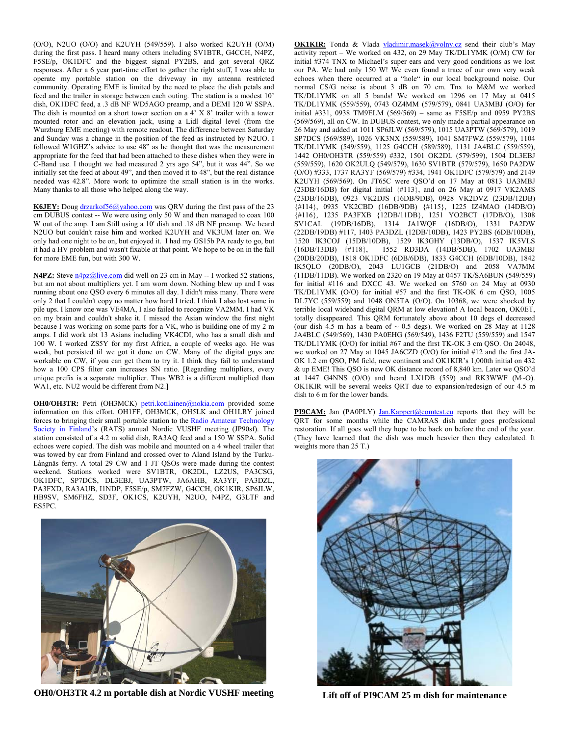(O/O), N2UO (O/O) and K2UYH (549/559). I also worked K2UYH (O/M) during the first pass. I heard many others including SV1BTR, G4CCH, N4PZ, F5SE/p, OK1DFC and the biggest signal PY2BS, and got several QRZ responses. After a 6 year part-time effort to gather the right stuff, I was able to operate my portable station on the driveway in my antenna restricted community. Operating EME is limited by the need to place the dish petals and feed and the trailer in storage between each outing. The station is a modest 10' dish, OK1DFC feed, a .3 dB NF WD5AGO preamp, and a DEMI 120 W SSPA. The dish is mounted on a short tower section on a 4' X 8' trailer with a tower mounted rotor and an elevation jack, using a Lidl digital level (from the Wurzburg EME meeting) with remote readout. The difference between Saturday and Sunday was a change in the position of the feed as instructed by N2UO. I followed W1GHZ's advice to use 48" as he thought that was the measurement appropriate for the feed that had been attached to these dishes when they were in C-Band use. I thought we had measured 2 yrs ago 54", but it was 44". So we initially set the feed at about 49", and then moved it to 48", but the real distance needed was 42.8". More work to optimize the small station is in the works. Many thanks to all those who helped along the way.

**K6JEY:** Doug drzarkof56@yahoo.com was QRV during the first pass of the 23 cm DUBUS contest -- We were using only 50 W and then managed to coax 100 W out of the amp. I am Still using a 10' dish and .18 dB NF preamp. We heard N2UO but couldn't raise him and worked K2UYH and VK3UM later on. We only had one night to be on, but enjoyed it. I had my GS15b PA ready to go, but it had a HV problem and wasn't fixable at that point. We hope to be on in the fall for more EME fun, but with 300 W.

**N4PZ:** Steve n4pz@live.com did well on 23 cm in May -- I worked 52 stations, but am not about multipliers yet. I am worn down. Nothing blew up and I was running about one QSO every 6 minutes all day. I didn't miss many. There were only 2 that I couldn't copy no matter how hard I tried. I think I also lost some in pile ups. I know one was VE4MA, I also failed to recognize VA2MM. I had VK on my brain and couldn't shake it. I missed the Asian window the first night because I was working on some parts for a VK, who is building one of my 2 m amps. I did work abt 13 Asians including VK4CDI, who has a small dish and 100 W. I worked ZS5Y for my first Africa, a couple of weeks ago. He was weak, but persisted til we got it done on CW. Many of the digital guys are workable on CW, if you can get them to try it. I think they fail to understand how a 100 CPS filter can increases SN ratio. [Regarding multipliers, every unique prefix is a separate multiplier. Thus WB2 is a different multiplied than WA1, etc. NU2 would be different from N2.]

**OH0/OH3TR:** Petri (OH3MCK) petri.kotilainen@nokia.com provided some information on this effort. OH1FF, OH3MCK, OH5LK and OH1LRY joined forces to bringing their small portable station to the Radio Amateur Technology Society in Finland's (RATS) annual Nordic VUSHF meeting (JP90sf). The station consisted of a 4.2 m solid dish, RA3AQ feed and a 150 W SSPA. Solid echoes were copied. The dish was mobile and mounted on a 4 wheel trailer that was towed by car from Finland and crossed over to Aland Island by the Turku-Långnäs ferry. A total 29 CW and 1 JT QSOs were made during the contest weekend. Stations worked were SV1BTR, OK2DL, LZ2US, PA3CSG, OK1DFC, SP7DCS, DL3EBJ, UA3PTW, JA6AHB, RA3YF, PA3DZL, PA3FXD, RA3AUB, I1NDP, F5SE/p, SM7FZW, G4CCH, OK1KIR, SP6JLW, HB9SV, SM6FHZ, SD3F, OK1CS, K2UYH, N2UO, N4PZ, G3LTF and ES5PC.

**OH0/OH3TR 4.2 m portable dish at Nordic VUSHF meeting**

**OK1KIR:** Tonda & Vlada vladimir.masek@volny.cz send their club's May activity report – We worked on 432, on 29 May TK/DL1YMK (O/M) CW for initial #374 TNX to Michael's super ears and very good conditions as we lost our PA. We had only 150 W! We even found a trace of our own very weak echoes when there occurred at a "hole" in our local background noise. Our normal CS/G noise is about 3 dB on 70 cm. Tnx to M&M we worked TK/DL1YMK on all 5 bands! We worked on 1296 on 17 May at 0415 TK/DL1YMK (559/559), 0743 OZ4MM (579/579), 0841 UA3MBJ (O/O) for initial #331, 0938 TM9ELM (569/569) – same as F5SE/p and 0959 PY2BS (569/569), all on CW. In DUBUS contest, we only made a partial appearance on 26 May and added at 1011 SP6JLW (569/579), 1015 UA3PTW (569/579), 1019 SP7DCS (569/589), 1026 VK3NX (559/589), 1041 SM7FWZ (559/579), 1104 TK/DL1YMK (549/559), 1125 G4CCH (589/589), 1131 JA4BLC (559/559), 1442 OH0/OH3TR (559/559) #332, 1501 OK2DL (579/599), 1504 DL3EBJ (559/559), 1620 OK2ULQ (549/579), 1630 SV1BTR (579/579), 1650 PA2DW (O/O) #333, 1737 RA3YF (569/579) #334, 1941 OK1DFC (579/579) and 2149 K2UYH (569/569). On JT65C were QSO'd on 17 May at 0813 UA3MBJ (23DB/16DB) for digital initial {#113}, and on 26 May at 0917 VK2AMS (23DB/16DB), 0923 VK2DJS (16DB/9DB), 0928 VK2DVZ (23DB/12DB) {#114}, 0935 VK2CBD (16DB/9DB) {#115}, 1225 IZ4MAO (14DB/O) {#116}, 1235 PA3FXB {12DB/11DB}, 1251 YO2BCT (17DB/O), 1308 SV1CAL (19DB/16DB), 1314 JA1WQF (16DB/O), 1331 PA2DW (22DB/19DB) #117, 1403 PA3DZL (12DB/10DB), 1423 PY2BS (6DB/10DB), 1520 IK3COJ (15DB/10DB), 1529 IK3GHY (13DB/O), 1537 IK5VLS (16DB/13DB) {#118}, 1552 RD3DA (14DB/5DB), 1702 UA3MBJ (20DB/20DB), 1818 OK1DFC (6DB/6DB), 1833 G4CCH (6DB/10DB), 1842 IK5QLO (20DB/O), 2043 LU1GCB (21DB/O) and 2058 VA7MM (11DB/11DB). We worked on 2320 on 19 May at 0457 TK/SA6BUN (549/559) for initial #116 and DXCC 43. We worked on 5760 on 24 May at 0930 TK/DL1YMK (O/O) for initial #57 and the first TK-OK 6 cm QSO, 1005 DL7YC (559/559) and 1048 ON5TA (O/O). On 10368, we were shocked by terrible local wideband digital QRM at low elevation! A local beacon, OK0ET, fortunately disappeared. This QRM fortunately above about 10 degs el decreased (our dish 4.5 m has a beam of ~ 0.5 degs). We worked on 28 May at 1128 JA4BLC (549/569), 1430 PA0EHG (569/549), 1436 F2TU (559/559) and 1547 TK/DL1YMK (O/O) for initial #67 and the first TK-OK 3 cm QSO. On 24048, we worked on 27 May at 1045 JA6CZD (O/O) for initial #12 and the first JA-OK 1.2 cm QSO, PM field, new continent and OK1KIR's 1,000th initial on 432 & up EME! This QSO is new OK distance record of 8,840 km. Later we QSO'd at 1447 G4NNS (O/O) and heard LX1DB (559) and RK3WWF (M~O). OK1KIR will be several weeks QRT due to expansion/redesign of our 4.5 m dish to 6 m for the lower bands.

**PI9CAM:** Jan (PA0PLY) Jan.Kappert@comtest.eu reports that they will be QRT for some months while the CAMRAS dish under goes professional restoration. If all goes well they hope to be back on before the end of the year. (They have learned that the dish was much heavier then they calculated. It weights more than 25 T.)

**Lift off of PI9CAM 25 m dish for maintenance**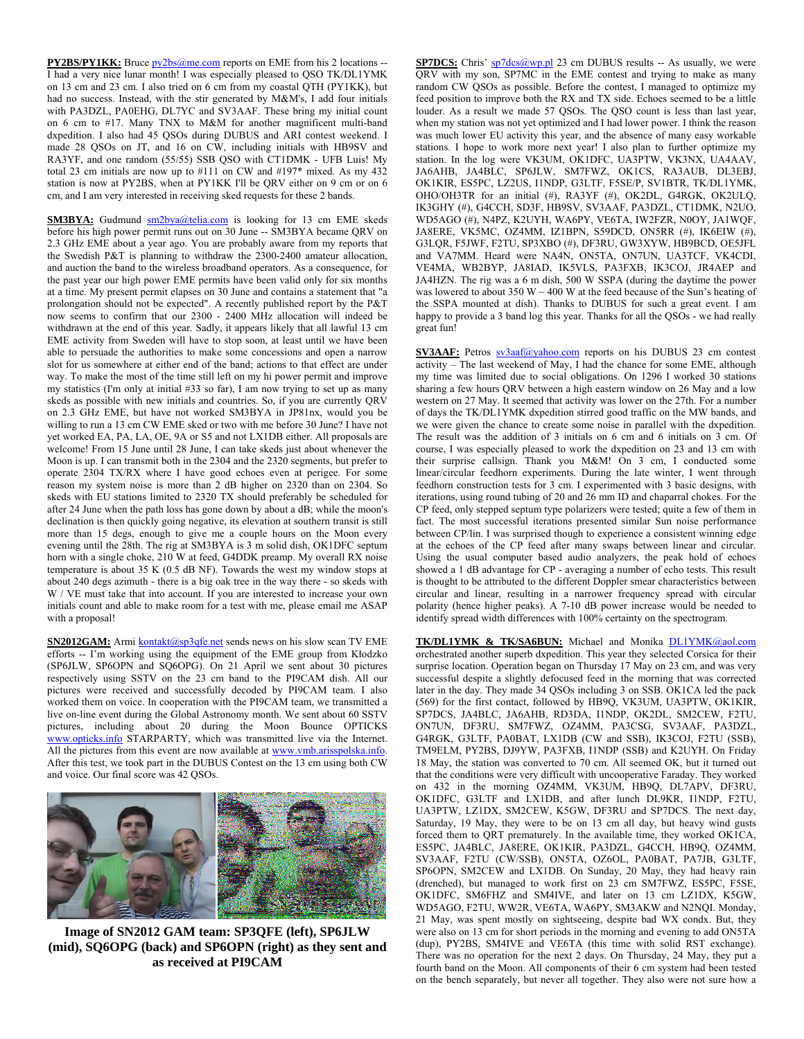**PY2BS/PY1KK:** Bruce py2bs@me.com reports on EME from his 2 locations -- I had a very nice lunar month! I was especially pleased to QSO TK/DL1YMK on 13 cm and 23 cm. I also tried on 6 cm from my coastal QTH (PY1KK), but had no success. Instead, with the stir generated by M&M's, I add four initials with PA3DZL, PA0EHG, DL7YC and SV3AAF. These bring my initial count on 6 cm to #17. Many TNX to M&M for another magnificent multi-band dxpedition. I also had 45 QSOs during DUBUS and ARI contest weekend. I made 28 QSOs on JT, and 16 on CW, including initials with HB9SV and RA3YF, and one random (55/55) SSB QSO with CT1DMK - UFB Luis! My total 23 cm initials are now up to #111 on CW and #197* mixed. As my 432 station is now at PY2BS, when at PY1KK I'll be QRV either on 9 cm or on 6 cm, and I am very interested in receiving sked requests for these 2 bands.

**SM3BYA:** Gudmund sm2bya@telia.com is looking for 13 cm EME skeds before his high power permit runs out on 30 June -- SM3BYA became QRV on 2.3 GHz EME about a year ago. You are probably aware from my reports that the Swedish P&T is planning to withdraw the 2300-2400 amateur allocation, and auction the band to the wireless broadband operators. As a consequence, for the past year our high power EME permits have been valid only for six months at a time. My present permit elapses on 30 June and contains a statement that "a prolongation should not be expected". A recently published report by the P&T now seems to confirm that our 2300 - 2400 MHz allocation will indeed be withdrawn at the end of this year. Sadly, it appears likely that all lawful 13 cm EME activity from Sweden will have to stop soon, at least until we have been able to persuade the authorities to make some concessions and open a narrow slot for us somewhere at either end of the band; actions to that effect are under way. To make the most of the time still left on my hi power permit and improve my statistics (I'm only at initial #33 so far), I am now trying to set up as many skeds as possible with new initials and countries. So, if you are currently QRV on 2.3 GHz EME, but have not worked SM3BYA in JP81nx, would you be willing to run a 13 cm CW EME sked or two with me before 30 June? I have not yet worked EA, PA, LA, OE, 9A or S5 and not LX1DB either. All proposals are welcome! From 15 June until 28 June, I can take skeds just about whenever the Moon is up. I can transmit both in the 2304 and the 2320 segments, but prefer to operate 2304 TX/RX where I have good echoes even at perigee. For some reason my system noise is more than 2 dB higher on 2320 than on 2304. So skeds with EU stations limited to 2320 TX should preferably be scheduled for after 24 June when the path loss has gone down by about a dB; while the moon's declination is then quickly going negative, its elevation at southern transit is still more than 15 degs, enough to give me a couple hours on the Moon every evening until the 28th. The rig at SM3BYA is 3 m solid dish, OK1DFC septum horn with a single choke, 210 W at feed, G4DDK preamp. My overall RX noise temperature is about 35 K (0.5 dB NF). Towards the west my window stops at about 240 degs azimuth - there is a big oak tree in the way there - so skeds with W / VE must take that into account. If you are interested to increase your own initials count and able to make room for a test with me, please email me ASAP with a proposal!

**SN2012GAM:** Armi kontakt@sp3qfe.net sends news on his slow scan TV EME efforts -- I'm working using the equipment of the EME group from Kłodzko (SP6JLW, SP6OPN and SQ6OPG). On 21 April we sent about 30 pictures respectively using SSTV on the 23 cm band to the PI9CAM dish. All our pictures were received and successfully decoded by PI9CAM team. I also worked them on voice. In cooperation with the PI9CAM team, we transmitted a live on-line event during the Global Astronomy month. We sent about 60 SSTV pictures, including about 20 during the Moon Bounce OPTICKS www.opticks.info STARPARTY, which was transmitted live via the Internet. All the pictures from this event are now available at www.vmb.arisspolska.info. After this test, we took part in the DUBUS Contest on the 13 cm using both CW and voice. Our final score was 42 QSOs.

**Image of SN2012 GAM team: SP3QFE (left), SP6JLW (mid), SQ6OPG (back) and SP6OPN (right) as they sent and as received at PI9CAM**

**SP7DCS:** Chris' sp7dcs@wp.pl 23 cm DUBUS results -- As usually, we were QRV with my son, SP7MC in the EME contest and trying to make as many random CW QSOs as possible. Before the contest, I managed to optimize my feed position to improve both the RX and TX side. Echoes seemed to be a little louder. As a result we made 57 QSOs. The QSO count is less than last year, when my station was not yet optimized and I had lower power. I think the reason was much lower EU activity this year, and the absence of many easy workable stations. I hope to work more next year! I also plan to further optimize my station. In the log were VK3UM, OK1DFC, UA3PTW, VK3NX, UA4AAV, JA6AHB, JA4BLC, SP6JLW, SM7FWZ, OK1CS, RA3AUB, DL3EBJ, OK1KIR, ES5PC, LZ2US, I1NDP, G3LTF, F5SE/P, SV1BTR, TK/DL1YMK, OHO/OH3TR for an initial (#), RA3YF (#), OK2DL, G4RGK, OK2ULQ, IK3GHY (#), G4CCH, SD3F, HB9SV, SV3AAF, PA3DZL, CT1DMK, N2UO, WD5AGO (#), N4PZ, K2UYH, WA6PY, VE6TA, IW2FZR, N0OY, JA1WQF, JA8ERE, VK5MC, OZ4MM, IZ1BPN, S59DCD, ON5RR (#), IK6EIW (#), G3LQR, F5JWF, F2TU, SP3XBO (#), DF3RU, GW3XYW, HB9BCD, OE5JFL and VA7MM. Heard were NA4N, ON5TA, ON7UN, UA3TCF, VK4CDI, VE4MA, WB2BYP, JA8IAD, IK5VLS, PA3FXB, IK3COJ, JR4AEP and JA4HZN. The rig was a 6 m dish, 500 W SSPA (during the daytime the power was lowered to about 350 W ~ 400 W at the feed because of the Sun's heating of the SSPA mounted at dish). Thanks to DUBUS for such a great event. I am happy to provide a 3 band log this year. Thanks for all the QSOs - we had really great fun!

**SV3AAF:** Petros sv3aaf@yahoo.com reports on his DUBUS 23 cm contest activity – The last weekend of May, I had the chance for some EME, although my time was limited due to social obligations. On 1296 I worked 30 stations sharing a few hours QRV between a high eastern window on 26 May and a low western on 27 May. It seemed that activity was lower on the 27th. For a number of days the TK/DL1YMK dxpedition stirred good traffic on the MW bands, and we were given the chance to create some noise in parallel with the dxpedition. The result was the addition of 3 initials on 6 cm and 6 initials on 3 cm. Of course, I was especially pleased to work the dxpedition on 23 and 13 cm with their surprise callsign. Thank you M&M! On 3 cm, I conducted some linear/circular feedhorn experiments. During the late winter, I went through feedhorn construction tests for 3 cm. I experimented with 3 basic designs, with iterations, using round tubing of 20 and 26 mm ID and chaparral chokes. For the CP feed, only stepped septum type polarizers were tested; quite a few of them in fact. The most successful iterations presented similar Sun noise performance between CP/lin. I was surprised though to experience a consistent winning edge at the echoes of the CP feed after many swaps between linear and circular. Using the usual computer based audio analyzers, the peak hold of echoes showed a 1 dB advantage for CP - averaging a number of echo tests. This result is thought to be attributed to the different Doppler smear characteristics between circular and linear, resulting in a narrower frequency spread with circular polarity (hence higher peaks). A 7-10 dB power increase would be needed to identify spread width differences with 100% certainty on the spectrogram.

**TK/DL1YMK & TK/SA6BUN:** Michael and Monika DL1YMK@aol.com orchestrated another superb dxpedition. This year they selected Corsica for their surprise location. Operation began on Thursday 17 May on 23 cm, and was very successful despite a slightly defocused feed in the morning that was corrected later in the day. They made 34 QSOs including 3 on SSB. OK1CA led the pack (569) for the first contact, followed by HB9Q, VK3UM, UA3PTW, OK1KIR, SP7DCS, JA4BLC, JA6AHB, RD3DA, I1NDP, OK2DL, SM2CEW, F2TU, ON7UN, DF3RU, SM7FWZ, OZ4MM, PA3CSG, SV3AAF, PA3DZL, G4RGK, G3LTF, PA0BAT, LX1DB (CW and SSB), IK3COJ, F2TU (SSB), TM9ELM, PY2BS, DJ9YW, PA3FXB, I1NDP (SSB) and K2UYH. On Friday 18 May, the station was converted to 70 cm. All seemed OK, but it turned out later that the conditions were very difficult with uncooperative Faraday. They worked on 432 in the morning OZ4MM, VK3UM, HB9Q, DL7APV, DF3RU, OK1DFC, G3LTF and LX1DB, and after lunch DL9KR, I1NDP, F2TU, UA3PTW, LZ1DX, SM2CEW, K5GW, DF3RU and SP7DCS. The next day, Saturday, 19 May, they were to be on 13 cm all day, but heavy wind gusts forced them to QRT prematurely. In the available time, they worked OK1CA, ES5PC, JA4BLC, JA8ERE, OK1KIR, PA3DZL, G4CCH, HB9Q, OZ4MM, SV3AAF, F2TU (CW/SSB), ON5TA, OZ6OL, PA0BAT, PA7JB, G3LTF, SP6OPN, SM2CEW and LX1DB. On Sunday, 20 May, they had heavy rain (drenched), but managed to work first on 23 cm SM7FWZ, ES5PC, F5SE, OK1DFC, SM6FHZ and SM4IVE, and later on 13 cm LZ1DX, K5GW, WD5AGO, F2TU, WW2R, VE6TA, WA6PY, SM3AKW and N2NQI. Monday, 21 May, was spent mostly on sightseeing, despite bad WX condx. But, they were also on 13 cm for short periods in the morning and evening to add ON5TA (dup), PY2BS, SM4IVE and VE6TA (this time with solid RST exchange). There was no operation for the next 2 days. On Thursday, 24 May, they put a fourth band on the Moon. All components of their 6 cm system had been tested on the bench separately, but never all together. They also were not sure how a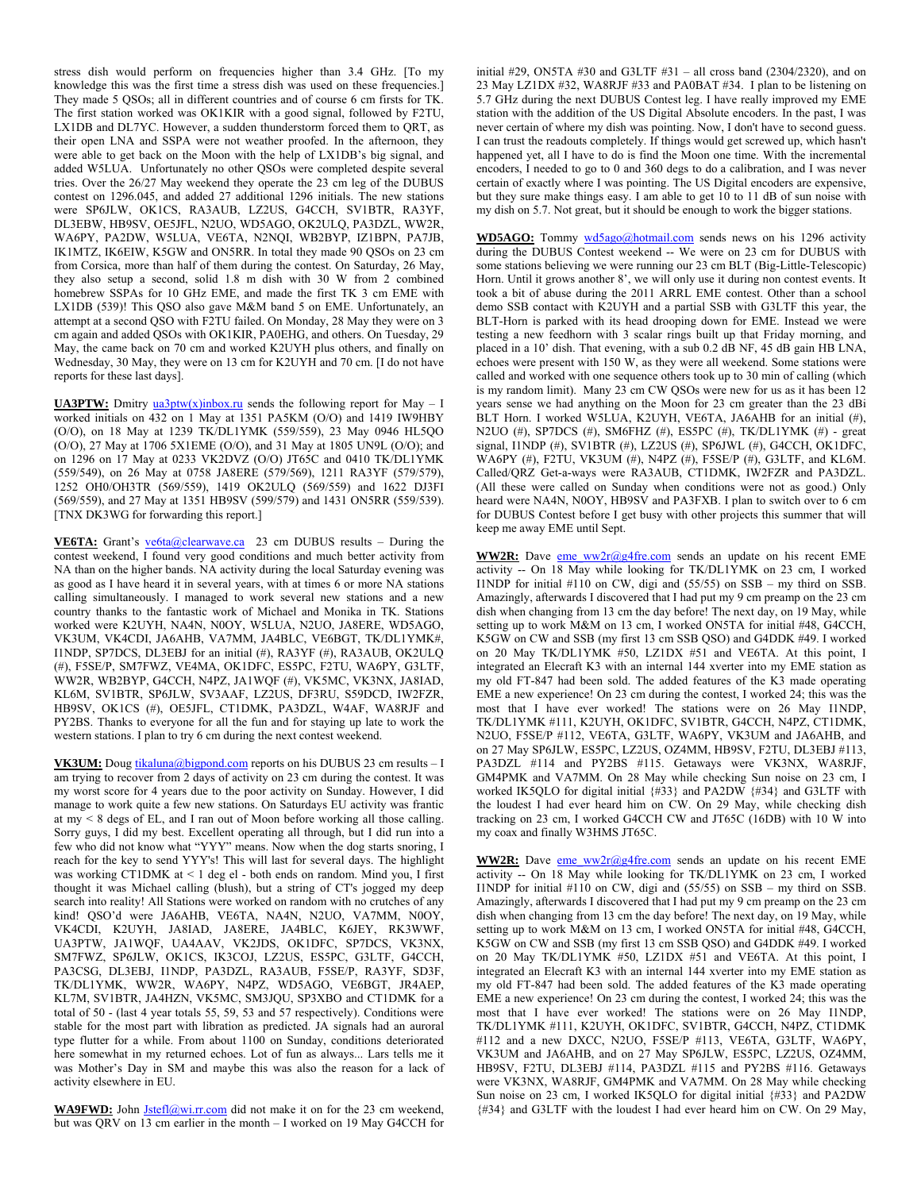stress dish would perform on frequencies higher than 3.4 GHz. [To my knowledge this was the first time a stress dish was used on these frequencies.] They made 5 QSOs; all in different countries and of course 6 cm firsts for TK. The first station worked was OK1KIR with a good signal, followed by F2TU, LX1DB and DL7YC. However, a sudden thunderstorm forced them to QRT, as their open LNA and SSPA were not weather proofed. In the afternoon, they were able to get back on the Moon with the help of LX1DB's big signal, and added W5LUA. Unfortunately no other QSOs were completed despite several tries. Over the 26/27 May weekend they operate the 23 cm leg of the DUBUS contest on 1296.045, and added 27 additional 1296 initials. The new stations were SP6JLW, OK1CS, RA3AUB, LZ2US, G4CCH, SV1BTR, RA3YF, DL3EBW, HB9SV, OE5JFL, N2UO, WD5AGO, OK2ULQ, PA3DZL, WW2R, WA6PY, PA2DW, W5LUA, VE6TA, N2NQI, WB2BYP, IZ1BPN, PA7JB, IK1MTZ, IK6EIW, K5GW and ON5RR. In total they made 90 QSOs on 23 cm from Corsica, more than half of them during the contest. On Saturday, 26 May, they also setup a second, solid 1.8 m dish with 30 W from 2 combined homebrew SSPAs for 10 GHz EME, and made the first TK 3 cm EME with LX1DB (539)! This QSO also gave M&M band 5 on EME. Unfortunately, an attempt at a second QSO with F2TU failed. On Monday, 28 May they were on 3 cm again and added QSOs with OK1KIR, PA0EHG, and others. On Tuesday, 29 May, the came back on 70 cm and worked K2UYH plus others, and finally on Wednesday, 30 May, they were on 13 cm for K2UYH and 70 cm. [I do not have reports for these last days].

**UA3PTW:** Dmitry ua3ptw(x)inbox.ru sends the following report for May – I worked initials on 432 on 1 May at 1351 PA5KM (O/O) and 1419 IW9HBY (O/O), on 18 May at 1239 TK/DL1YMK (559/559), 23 May 0946 HL5QO (O/O), 27 May at 1706 5X1EME (O/O), and 31 May at 1805 UN9L (O/O); and on 1296 on 17 May at 0233 VK2DVZ (O/O) JT65C and 0410 TK/DL1YMK (559/549), on 26 May at 0758 JA8ERE (579/569), 1211 RA3YF (579/579), 1252 OH0/OH3TR (569/559), 1419 OK2ULQ (569/559) and 1622 DJ3FI (569/559), and 27 May at 1351 HB9SV (599/579) and 1431 ON5RR (559/539). [TNX DK3WG for forwarding this report.]

**VE6TA:** Grant's ve6ta@clearwave.ca 23 cm DUBUS results – During the contest weekend, I found very good conditions and much better activity from NA than on the higher bands. NA activity during the local Saturday evening was as good as I have heard it in several years, with at times 6 or more NA stations calling simultaneously. I managed to work several new stations and a new country thanks to the fantastic work of Michael and Monika in TK. Stations worked were K2UYH, NA4N, N0OY, W5LUA, N2UO, JA8ERE, WD5AGO, VK3UM, VK4CDI, JA6AHB, VA7MM, JA4BLC, VE6BGT, TK/DL1YMK#, I1NDP, SP7DCS, DL3EBJ for an initial (#), RA3YF (#), RA3AUB, OK2ULQ (#), F5SE/P, SM7FWZ, VE4MA, OK1DFC, ES5PC, F2TU, WA6PY, G3LTF, WW2R, WB2BYP, G4CCH, N4PZ, JA1WQF (#), VK5MC, VK3NX, JA8IAD, KL6M, SV1BTR, SP6JLW, SV3AAF, LZ2US, DF3RU, S59DCD, IW2FZR, HB9SV, OK1CS (#), OE5JFL, CT1DMK, PA3DZL, W4AF, WA8RJF and PY2BS. Thanks to everyone for all the fun and for staying up late to work the western stations. I plan to try 6 cm during the next contest weekend.

**VK3UM:** Doug tikaluna@bigpond.com reports on his DUBUS 23 cm results – I am trying to recover from 2 days of activity on 23 cm during the contest. It was my worst score for 4 years due to the poor activity on Sunday. However, I did manage to work quite a few new stations. On Saturdays EU activity was frantic at my < 8 degs of EL, and I ran out of Moon before working all those calling. Sorry guys, I did my best. Excellent operating all through, but I did run into a few who did not know what "YYY" means. Now when the dog starts snoring, I reach for the key to send YYY's! This will last for several days. The highlight was working CT1DMK at < 1 deg el - both ends on random. Mind you, I first thought it was Michael calling (blush), but a string of CT's jogged my deep search into reality! All Stations were worked on random with no crutches of any kind! QSO'd were JA6AHB, VE6TA, NA4N, N2UO, VA7MM, N0OY, VK4CDI, K2UYH, JA8IAD, JA8ERE, JA4BLC, K6JEY, RK3WWF, UA3PTW, JA1WQF, UA4AAV, VK2JDS, OK1DFC, SP7DCS, VK3NX, SM7FWZ, SP6JLW, OK1CS, IK3COJ, LZ2US, ES5PC, G3LTF, G4CCH, PA3CSG, DL3EBJ, I1NDP, PA3DZL, RA3AUB, F5SE/P, RA3YF, SD3F, TK/DL1YMK, WW2R, WA6PY, N4PZ, WD5AGO, VE6BGT, JR4AEP, KL7M, SV1BTR, JA4HZN, VK5MC, SM3JQU, SP3XBO and CT1DMK for a total of 50 - (last 4 year totals 55, 59, 53 and 57 respectively). Conditions were stable for the most part with libration as predicted. JA signals had an auroral type flutter for a while. From about 1100 on Sunday, conditions deteriorated here somewhat in my returned echoes. Lot of fun as always... Lars tells me it was Mother's Day in SM and maybe this was also the reason for a lack of activity elsewhere in EU.

**WA9FWD:** John Jstefl@wi.rr.com did not make it on for the 23 cm weekend, but was QRV on 13 cm earlier in the month – I worked on 19 May G4CCH for initial #29, ON5TA #30 and G3LTF #31 – all cross band (2304/2320), and on 23 May LZ1DX #32, WA8RJF #33 and PA0BAT #34. I plan to be listening on 5.7 GHz during the next DUBUS Contest leg. I have really improved my EME station with the addition of the US Digital Absolute encoders. In the past, I was never certain of where my dish was pointing. Now, I don't have to second guess. I can trust the readouts completely. If things would get screwed up, which hasn't happened yet, all I have to do is find the Moon one time. With the incremental encoders, I needed to go to 0 and 360 degs to do a calibration, and I was never certain of exactly where I was pointing. The US Digital encoders are expensive, but they sure make things easy. I am able to get 10 to 11 dB of sun noise with my dish on 5.7. Not great, but it should be enough to work the bigger stations.

**WD5AGO:** Tommy wd5ago@hotmail.com sends news on his 1296 activity during the DUBUS Contest weekend -- We were on 23 cm for DUBUS with some stations believing we were running our 23 cm BLT (Big-Little-Telescopic) Horn. Until it grows another 8', we will only use it during non contest events. It took a bit of abuse during the 2011 ARRL EME contest. Other than a school demo SSB contact with K2UYH and a partial SSB with G3LTF this year, the BLT-Horn is parked with its head drooping down for EME. Instead we were testing a new feedhorn with 3 scalar rings built up that Friday morning, and placed in a 10' dish. That evening, with a sub 0.2 dB NF, 45 dB gain HB LNA, echoes were present with 150 W, as they were all weekend. Some stations were called and worked with one sequence others took up to 30 min of calling (which is my random limit). Many 23 cm CW QSOs were new for us as it has been 12 years sense we had anything on the Moon for 23 cm greater than the 23 dBi BLT Horn. I worked W5LUA, K2UYH, VE6TA, JA6AHB for an initial (#), N2UO (#), SP7DCS (#), SM6FHZ (#), ES5PC (#), TK/DL1YMK (#) - great signal, I1NDP (#), SV1BTR (#), LZ2US (#), SP6JWL (#), G4CCH, OK1DFC, WA6PY (#), F2TU, VK3UM (#), N4PZ (#), F5SE/P (#), G3LTF, and KL6M. Called/QRZ Get-a-ways were RA3AUB, CT1DMK, IW2FZR and PA3DZL. (All these were called on Sunday when conditions were not as good.) Only heard were NA4N, N0OY, HB9SV and PA3FXB. I plan to switch over to 6 cm for DUBUS Contest before I get busy with other projects this summer that will keep me away EME until Sept.

**WW2R:** Dave eme_ww2r@g4fre.com sends an update on his recent EME activity -- On 18 May while looking for TK/DL1YMK on 23 cm, I worked I1NDP for initial #110 on CW, digi and (55/55) on SSB – my third on SSB. Amazingly, afterwards I discovered that I had put my 9 cm preamp on the 23 cm dish when changing from 13 cm the day before! The next day, on 19 May, while setting up to work M&M on 13 cm, I worked ON5TA for initial #48, G4CCH, K5GW on CW and SSB (my first 13 cm SSB QSO) and G4DDK #49. I worked on 20 May TK/DL1YMK #50, LZ1DX #51 and VE6TA. At this point, I integrated an Elecraft K3 with an internal 144 xverter into my EME station as my old FT-847 had been sold. The added features of the K3 made operating EME a new experience! On 23 cm during the contest, I worked 24; this was the most that I have ever worked! The stations were on 26 May I1NDP, TK/DL1YMK #111, K2UYH, OK1DFC, SV1BTR, G4CCH, N4PZ, CT1DMK, N2UO, F5SE/P #112, VE6TA, G3LTF, WA6PY, VK3UM and JA6AHB, and on 27 May SP6JLW, ES5PC, LZ2US, OZ4MM, HB9SV, F2TU, DL3EBJ #113, PA3DZL #114 and PY2BS #115. Getaways were VK3NX, WA8RJF, GM4PMK and VA7MM. On 28 May while checking Sun noise on 23 cm, I worked IK5QLO for digital initial {#33} and PA2DW {#34} and G3LTF with the loudest I had ever heard him on CW. On 29 May, while checking dish tracking on 23 cm, I worked G4CCH CW and JT65C (16DB) with 10 W into my coax and finally W3HMS JT65C.

**WW2R:** Dave eme_ww2r@g4fre.com sends an update on his recent EME activity -- On 18 May while looking for TK/DL1YMK on 23 cm, I worked I1NDP for initial #110 on CW, digi and (55/55) on SSB – my third on SSB. Amazingly, afterwards I discovered that I had put my 9 cm preamp on the 23 cm dish when changing from 13 cm the day before! The next day, on 19 May, while setting up to work M&M on 13 cm, I worked ON5TA for initial #48, G4CCH, K5GW on CW and SSB (my first 13 cm SSB QSO) and G4DDK #49. I worked on 20 May TK/DL1YMK #50, LZ1DX #51 and VE6TA. At this point, I integrated an Elecraft K3 with an internal 144 xverter into my EME station as my old FT-847 had been sold. The added features of the K3 made operating EME a new experience! On 23 cm during the contest, I worked 24; this was the most that I have ever worked! The stations were on 26 May I1NDP, TK/DL1YMK #111, K2UYH, OK1DFC, SV1BTR, G4CCH, N4PZ, CT1DMK #112 and a new DXCC, N2UO, F5SE/P #113, VE6TA, G3LTF, WA6PY, VK3UM and JA6AHB, and on 27 May SP6JLW, ES5PC, LZ2US, OZ4MM, HB9SV, F2TU, DL3EBJ #114, PA3DZL #115 and PY2BS #116. Getaways were VK3NX, WA8RJF, GM4PMK and VA7MM. On 28 May while checking Sun noise on 23 cm, I worked IK5QLO for digital initial {#33} and PA2DW {#34} and G3LTF with the loudest I had ever heard him on CW. On 29 May,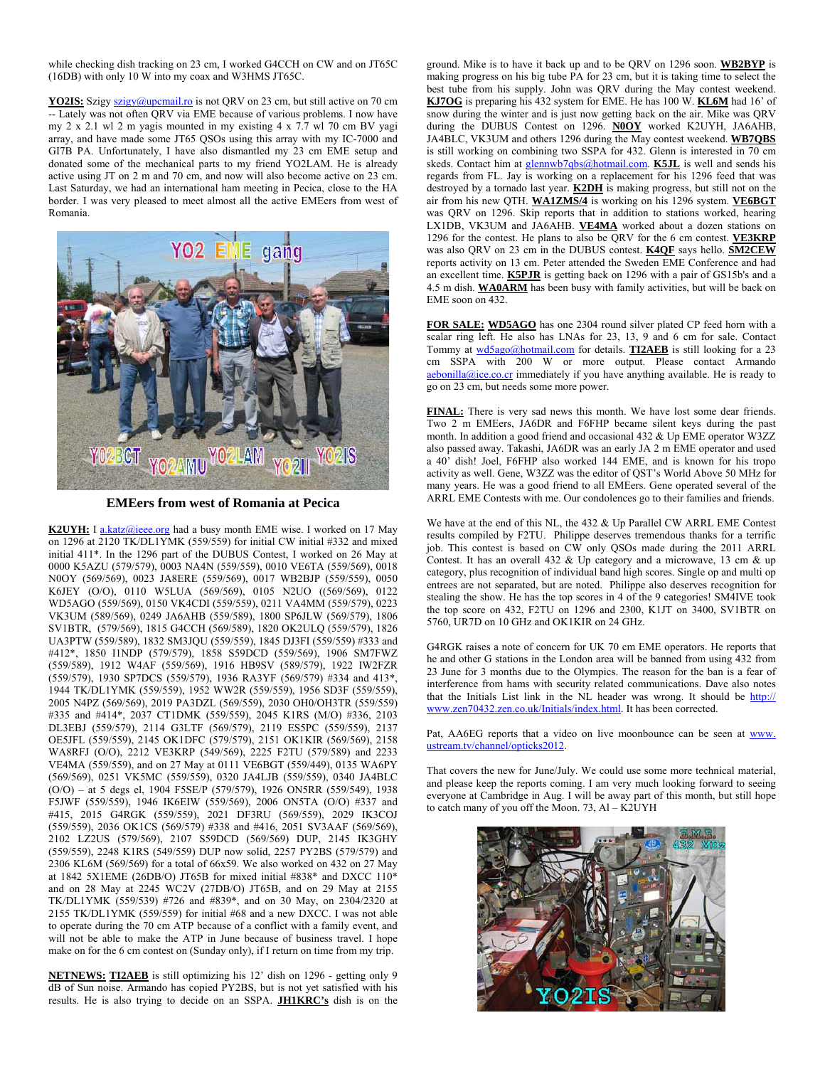while checking dish tracking on 23 cm, I worked G4CCH on CW and on JT65C (16DB) with only 10 W into my coax and W3HMS JT65C.

**YO2IS:** Szigy szigy@upcmail.ro is not QRV on 23 cm, but still active on 70 cm -- Lately was not often QRV via EME because of various problems. I now have my 2 x 2.1 wl 2 m yagis mounted in my existing 4 x 7.7 wl 70 cm BV yagi array, and have made some JT65 QSOs using this array with my IC-7000 and GI7B PA. Unfortunately, I have also dismantled my 23 cm EME setup and donated some of the mechanical parts to my friend YO2LAM. He is already active using JT on 2 m and 70 cm, and now will also become active on 23 cm. Last Saturday, we had an international ham meeting in Pecica, close to the HA border. I was very pleased to meet almost all the active EMEers from west of Romania.

**EMEers from west of Romania at Pecica**

**K2UYH:** I a.katz@ieee.org had a busy month EME wise. I worked on 17 May on 1296 at 2120 TK/DL1YMK (559/559) for initial CW initial #332 and mixed initial 411*. In the 1296 part of the DUBUS Contest, I worked on 26 May at 0000 K5AZU (579/579), 0003 NA4N (559/559), 0010 VE6TA (559/569), 0018 N0OY (569/569), 0023 JA8ERE (559/569), 0017 WB2BJP (559/559), 0050 K6JEY (O/O), 0110 W5LUA (569/569), 0105 N2UO ((569/569), 0122 WD5AGO (559/569), 0150 VK4CDI (559/559), 0211 VA4MM (559/579), 0223 VK3UM (589/569), 0249 JA6AHB (559/589), 1800 SP6JLW (569/579), 1806 SV1BTR, (579/569), 1815 G4CCH (569/589), 1820 OK2ULQ (559/579), 1826 UA3PTW (559/589), 1832 SM3JQU (559/559), 1845 DJ3FI (559/559) #333 and #412*, 1850 I1NDP (579/579), 1858 S59DCD (559/569), 1906 SM7FWZ (559/589), 1912 W4AF (559/569), 1916 HB9SV (589/579), 1922 IW2FZR (559/579), 1930 SP7DCS (559/579), 1936 RA3YF (569/579) #334 and 413*, 1944 TK/DL1YMK (559/559), 1952 WW2R (559/559), 1956 SD3F (559/559), 2005 N4PZ (569/569), 2019 PA3DZL (569/559), 2030 OH0/OH3TR (559/559) #335 and #414*, 2037 CT1DMK (559/559), 2045 K1RS (M/O) #336, 2103 DL3EBJ (559/579), 2114 G3LTF (569/579), 2119 ES5PC (559/559), 2137 OE5JFL (559/559), 2145 OK1DFC (579/579), 2151 OK1KIR (569/569), 2158 WA8RFJ (O/O), 2212 VE3KRP (549/569), 2225 F2TU (579/589) and 2233 VE4MA (559/559), and on 27 May at 0111 VE6BGT (559/449), 0135 WA6PY (569/569), 0251 VK5MC (559/559), 0320 JA4LJB (559/559), 0340 JA4BLC (O/O) – at 5 degs el, 1904 F5SE/P (579/579), 1926 ON5RR (559/549), 1938 F5JWF (559/559), 1946 IK6EIW (559/569), 2006 ON5TA (O/O) #337 and #415, 2015 G4RGK (559/559), 2021 DF3RU (569/559), 2029 IK3COJ (559/559), 2036 OK1CS (569/579) #338 and #416, 2051 SV3AAF (569/569), 2102 LZ2US (579/569), 2107 S59DCD (569/569) DUP, 2145 IK3GHY (559/559), 2248 K1RS (549/559) DUP now solid, 2257 PY2BS (579/579) and 2306 KL6M (569/569) for a total of 66x59. We also worked on 432 on 27 May at 1842 5X1EME (26DB/O) JT65B for mixed initial #838* and DXCC 110* and on 28 May at 2245 WC2V (27DB/O) JT65B, and on 29 May at 2155 TK/DL1YMK (559/539) #726 and #839*, and on 30 May, on 2304/2320 at 2155 TK/DL1YMK (559/559) for initial #68 and a new DXCC. I was not able to operate during the 70 cm ATP because of a conflict with a family event, and will not be able to make the ATP in June because of business travel. I hope make on for the 6 cm contest on (Sunday only), if I return on time from my trip.

**NETNEWS:** **TI2AEB** is still optimizing his 12' dish on 1296 - getting only 9 dB of Sun noise. Armando has copied PY2BS, but is not yet satisfied with his results. He is also trying to decide on an SSPA. **JH1KRC's** dish is on the ground. Mike is to have it back up and to be QRV on 1296 soon. **WB2BYP** is making progress on his big tube PA for 23 cm, but it is taking time to select the best tube from his supply. John was QRV during the May contest weekend. **KJ7OG** is preparing his 432 system for EME. He has 100 W. **KL6M** had 16' of snow during the winter and is just now getting back on the air. Mike was QRV during the DUBUS Contest on 1296. **N0OY** worked K2UYH, JA6AHB, JA4BLC, VK3UM and others 1296 during the May contest weekend. **WB7QBS** is still working on combining two SSPA for 432. Glenn is interested in 70 cm skeds. Contact him at glennwb7qbs@hotmail.com. **K5JL** is well and sends his regards from FL. Jay is working on a replacement for his 1296 feed that was destroyed by a tornado last year. **K2DH** is making progress, but still not on the air from his new QTH. **WA1ZMS/4** is working on his 1296 system. **VE6BGT** was QRV on 1296. Skip reports that in addition to stations worked, hearing LX1DB, VK3UM and JA6AHB. **VE4MA** worked about a dozen stations on 1296 for the contest. He plans to also be QRV for the 6 cm contest. **VE3KRP** was also QRV on 23 cm in the DUBUS contest. **K4QF** says hello. **SM2CEW** reports activity on 13 cm. Peter attended the Sweden EME Conference and had an excellent time. **K5PJR** is getting back on 1296 with a pair of GS15b's and a 4.5 m dish. **WA0ARM** has been busy with family activities, but will be back on EME soon on 432.

**FOR SALE:** **WD5AGO** has one 2304 round silver plated CP feed horn with a scalar ring left. He also has LNAs for 23, 13, 9 and 6 cm for sale. Contact Tommy at wd5ago@hotmail.com for details. **TI2AEB** is still looking for a 23 cm SSPA with 200 W or more output. Please contact Armando aebonilla@ice.co.cr immediately if you have anything available. He is ready to go on 23 cm, but needs some more power.

**FINAL:** There is very sad news this month. We have lost some dear friends. Two 2 m EMEers, JA6DR and F6FHP became silent keys during the past month. In addition a good friend and occasional 432 & Up EME operator W3ZZ also passed away. Takashi, JA6DR was an early JA 2 m EME operator and used a 40' dish! Joel, F6FHP also worked 144 EME, and is known for his tropo activity as well. Gene, W3ZZ was the editor of QST's World Above 50 MHz for many years. He was a good friend to all EMEers. Gene operated several of the ARRL EME Contests with me. Our condolences go to their families and friends.

We have at the end of this NL, the 432 & Up Parallel CW ARRL EME Contest results compiled by F2TU. Philippe deserves tremendous thanks for a terrific job. This contest is based on CW only QSOs made during the 2011 ARRL Contest. It has an overall 432 & Up category and a microwave, 13 cm & up category, plus recognition of individual band high scores. Single op and multi op entrees are not separated, but are noted. Philippe also deserves recognition for stealing the show. He has the top scores in 4 of the 9 categories! SM4IVE took the top score on 432, F2TU on 1296 and 2300, K1JT on 3400, SV1BTR on 5760, UR7D on 10 GHz and OK1KIR on 24 GHz.

G4RGK raises a note of concern for UK 70 cm EME operators. He reports that he and other G stations in the London area will be banned from using 432 from 23 June for 3 months due to the Olympics. The reason for the ban is a fear of interference from hams with security related communications. Dave also notes that the Initials List link in the NL header was wrong. It should be http://www.zen70432.zen.co.uk/Initials/index.html. It has been corrected.

Pat, AA6EG reports that a video on live moonbounce can be seen at www.ustream.tv/channel/opticks2012.

That covers the new for June/July. We could use some more technical material, and please keep the reports coming. I am very much looking forward to seeing everyone at Cambridge in Aug. I will be away part of this month, but still hope to catch many of you off the Moon. 73, Al – K2UYH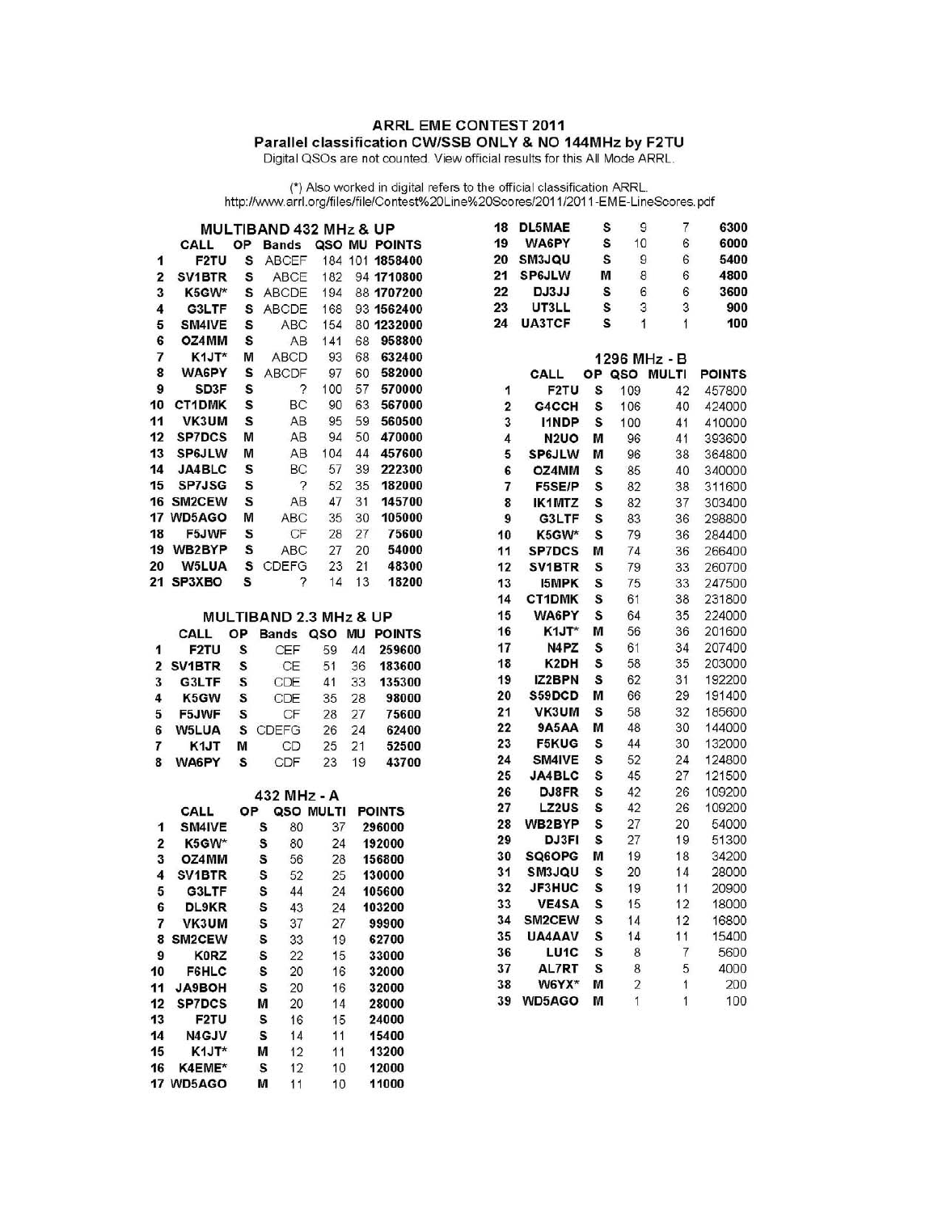## ARRL EME CONTEST 2011
### Parallel classification CW/SSB ONLY & NO 144MHz by F2TU

Digital QSOs are not counted. View official results for this All Mode ARRL.

(*) Also worked in digital refers to the official classification ARRL.
http://www.arrl.org/files/file/Contest%20Line%20Scores/2011/2011-EME-LineScores.pdf

### MULTIBAND 432 MHz & UP

| | CALL | OP | Bands | QSO | MU | POINTS |
|---|---|---|---|---|---|---|
| 1 | F2TU | S | ABCEF | 184 | 101 | 1858400 |
| 2 | SV1BTR | S | ABCE | 182 | 94 | 1710800 |
| 3 | K5GW* | S | ABCDE | 194 | 88 | 1707200 |
| 4 | G3LTF | S | ABCDE | 168 | 93 | 1562400 |
| 5 | SM4IVE | S | ABC | 154 | 80 | 1232000 |
| 6 | OZ4MM | S | AB | 141 | 68 | 958800 |
| 7 | K1JT* | M | ABCD | 93 | 68 | 632400 |
| 8 | WA6PY | S | ABCDF | 97 | 60 | 582000 |
| 9 | SD3F | S | ? | 100 | 57 | 570000 |
| 10 | CT1DMK | S | BC | 90 | 63 | 567000 |
| 11 | VK3UM | S | AB | 95 | 59 | 560500 |
| 12 | SP7DCS | M | AB | 94 | 50 | 470000 |
| 13 | SP6JLW | M | AB | 104 | 44 | 457600 |
| 14 | JA4BLC | S | BC | 57 | 39 | 222300 |
| 15 | SP7JSG | S | ? | 52 | 35 | 182000 |
| 16 | SM2CEW | S | AB | 47 | 31 | 145700 |
| 17 | WD5AGO | M | ABC | 35 | 30 | 105000 |
| 18 | F5JWF | S | CF | 28 | 27 | 75600 |
| 19 | WB2BYP | S | ABC | 27 | 20 | 54000 |
| 20 | W5LUA | S | CDEFG | 23 | 21 | 48300 |
| 21 | SP3XBO | S | ? | 14 | 13 | 18200 |

### MULTIBAND 2.3 MHz & UP

| | CALL | OP | Bands | QSO | MU | POINTS |
|---|---|---|---|---|---|---|
| 1 | F2TU | S | CEF | 59 | 44 | 259600 |
| 2 | SV1BTR | S | CE | 51 | 36 | 183600 |
| 3 | G3LTF | S | CDE | 41 | 33 | 135300 |
| 4 | K5GW | S | CDE | 35 | 28 | 98000 |
| 5 | F5JWF | S | CF | 28 | 27 | 75600 |
| 6 | W5LUA | S | CDEFG | 26 | 24 | 62400 |
| 7 | K1JT | M | CD | 25 | 21 | 52500 |
| 8 | WA6PY | S | CDF | 23 | 19 | 43700 |

### 432 MHz - A

| | CALL | OP | QSO | MULTI | POINTS |
|---|---|---|---|---|---|
| 1 | SM4IVE | S | 80 | 37 | 296000 |
| 2 | K5GW* | S | 80 | 24 | 192000 |
| 3 | OZ4MM | S | 56 | 28 | 156800 |
| 4 | SV1BTR | S | 52 | 25 | 130000 |
| 5 | G3LTF | S | 44 | 24 | 105600 |
| 6 | DL9KR | S | 43 | 24 | 103200 |
| 7 | VK3UM | S | 37 | 27 | 99900 |
| 8 | SM2CEW | S | 33 | 19 | 62700 |
| 9 | K0RZ | S | 22 | 15 | 33000 |
| 10 | F6HLC | S | 20 | 16 | 32000 |
| 11 | JA9BOH | S | 20 | 16 | 32000 |
| 12 | SP7DCS | M | 20 | 14 | 28000 |
| 13 | F2TU | S | 16 | 15 | 24000 |
| 14 | N4GJV | S | 14 | 11 | 15400 |
| 15 | K1JT* | M | 12 | 11 | 13200 |
| 16 | K4EME* | S | 12 | 10 | 12000 |
| 17 | WD5AGO | M | 11 | 10 | 11000 |
| 18 | DL5MAE | S | 9 | 7 | 6300 |
| 19 | WA6PY | S | 10 | 6 | 6000 |
| 20 | SM3JQU | S | 9 | 6 | 5400 |
| 21 | SP6JLW | M | 8 | 6 | 4800 |
| 22 | DJ3JJ | S | 6 | 6 | 3600 |
| 23 | UT3LL | S | 3 | 3 | 900 |
| 24 | UA3TCF | S | 1 | 1 | 100 |

### 1296 MHz - B

| | CALL | OP | QSO | MULTI | POINTS |
|---|---|---|---|---|---|
| 1 | F2TU | S | 109 | 42 | 457800 |
| 2 | G4CCH | S | 106 | 40 | 424000 |
| 3 | I1NDP | S | 100 | 41 | 410000 |
| 4 | N2UO | M | 96 | 41 | 393600 |
| 5 | SP6JLW | M | 96 | 38 | 364800 |
| 6 | OZ4MM | S | 85 | 40 | 340000 |
| 7 | F5SE/P | S | 82 | 38 | 311600 |
| 8 | IK1MTZ | S | 82 | 37 | 303400 |
| 9 | G3LTF | S | 83 | 36 | 298800 |
| 10 | K5GW* | S | 79 | 36 | 284400 |
| 11 | SP7DCS | M | 74 | 36 | 266400 |
| 12 | SV1BTR | S | 79 | 33 | 260700 |
| 13 | I5MPK | S | 75 | 33 | 247500 |
| 14 | CT1DMK | S | 61 | 38 | 231800 |
| 15 | WA6PY | S | 64 | 35 | 224000 |
| 16 | K1JT* | M | 56 | 36 | 201600 |
| 17 | N4PZ | S | 61 | 34 | 207400 |
| 18 | K2DH | S | 58 | 35 | 203000 |
| 19 | IZ2BPN | S | 62 | 31 | 192200 |
| 20 | S59DCD | M | 66 | 29 | 191400 |
| 21 | VK3UM | S | 58 | 32 | 185600 |
| 22 | 9A5AA | M | 48 | 30 | 144000 |
| 23 | F5KUG | S | 44 | 30 | 132000 |
| 24 | SM4IVE | S | 52 | 24 | 124800 |
| 25 | JA4BLC | S | 45 | 27 | 121500 |
| 26 | DJ8FR | S | 42 | 26 | 109200 |
| 27 | LZ2US | S | 42 | 26 | 109200 |
| 28 | WB2BYP | S | 27 | 20 | 54000 |
| 29 | DJ3FI | S | 27 | 19 | 51300 |
| 30 | SQ6OPG | M | 19 | 18 | 34200 |
| 31 | SM3JQU | S | 20 | 14 | 28000 |
| 32 | JF3HUC | S | 19 | 11 | 20900 |
| 33 | VE4SA | S | 15 | 12 | 18000 |
| 34 | SM2CEW | S | 14 | 12 | 16800 |
| 35 | UA4AAV | S | 14 | 11 | 15400 |
| 36 | LU1C | S | 8 | 7 | 5600 |
| 37 | AL7RT | S | 8 | 5 | 4000 |
| 38 | W6YX* | M | 2 | 1 | 200 |
| 39 | WD5AGO | M | 1 | 1 | 100 |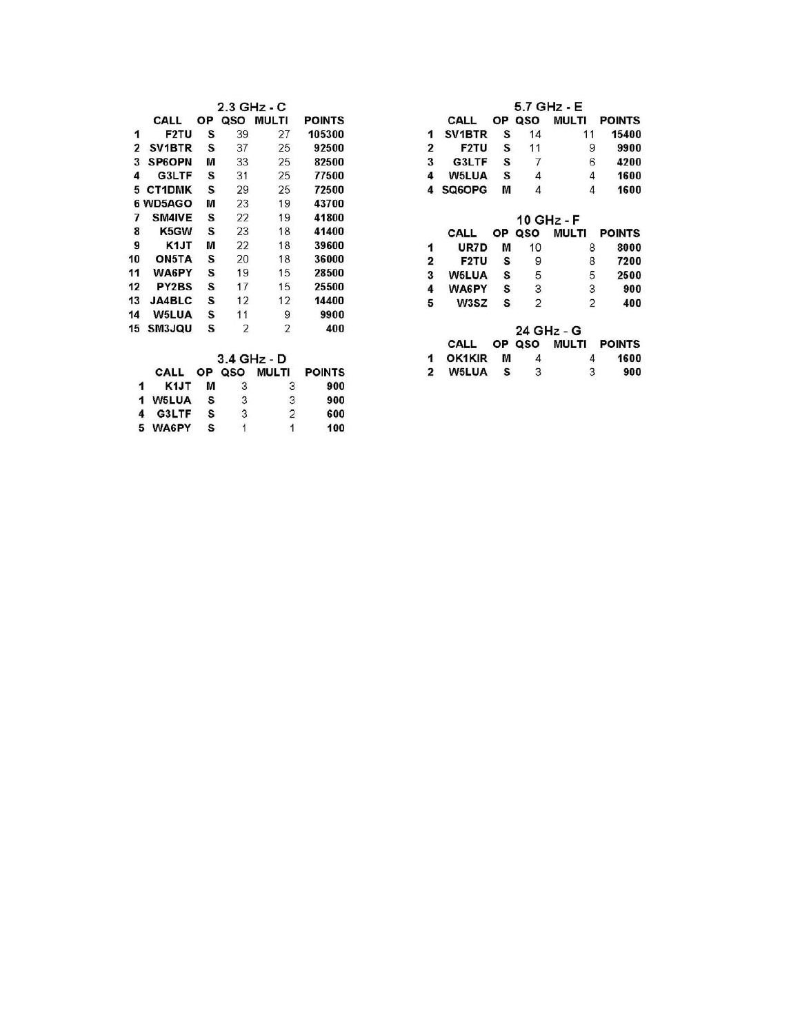### 2.3 GHz - C

| | CALL | OP | QSO | MULTI | POINTS |
|---|---|---|---|---|---|
| 1 | F2TU | S | 39 | 27 | 105300 |
| 2 | SV1BTR | S | 37 | 25 | 92500 |
| 3 | SP6OPN | M | 33 | 25 | 82500 |
| 4 | G3LTF | S | 31 | 25 | 77500 |
| 5 | CT1DMK | S | 29 | 25 | 72500 |
| 6 | WD5AGO | M | 23 | 19 | 43700 |
| 7 | SM4IVE | S | 22 | 19 | 41800 |
| 8 | K5GW | S | 23 | 18 | 41400 |
| 9 | K1JT | M | 22 | 18 | 39600 |
| 10 | ON5TA | S | 20 | 18 | 36000 |
| 11 | WA6PY | S | 19 | 15 | 28500 |
| 12 | PY2BS | S | 17 | 15 | 25500 |
| 13 | JA4BLC | S | 12 | 12 | 14400 |
| 14 | W5LUA | S | 11 | 9 | 9900 |
| 15 | SM3JQU | S | 2 | 2 | 400 |

### 3.4 GHz - D

| | CALL | OP | QSO | MULTI | POINTS |
|---|---|---|---|---|---|
| 1 | K1JT | M | 3 | 3 | 900 |
| 1 | W5LUA | S | 3 | 3 | 900 |
| 4 | G3LTF | S | 3 | 2 | 600 |
| 5 | WA6PY | S | 1 | 1 | 100 |

### 5.7 GHz - E

| | CALL | OP | QSO | MULTI | POINTS |
|---|---|---|---|---|---|
| 1 | SV1BTR | S | 14 | 11 | 15400 |
| 2 | F2TU | S | 11 | 9 | 9900 |
| 3 | G3LTF | S | 7 | 6 | 4200 |
| 4 | W5LUA | S | 4 | 4 | 1600 |
| 4 | SQ6OPG | M | 4 | 4 | 1600 |

### 10 GHz - F

| | CALL | OP | QSO | MULTI | POINTS |
|---|---|---|---|---|---|
| 1 | UR7D | M | 10 | 8 | 8000 |
| 2 | F2TU | S | 9 | 8 | 7200 |
| 3 | W5LUA | S | 5 | 5 | 2500 |
| 4 | WA6PY | S | 3 | 3 | 900 |
| 5 | W3SZ | S | 2 | 2 | 400 |

### 24 GHz - G

| | CALL | OP | QSO | MULTI | POINTS |
|---|---|---|---|---|---|
| 1 | OK1KIR | M | 4 | 4 | 1600 |
| 2 | W5LUA | S | 3 | 3 | 900 |